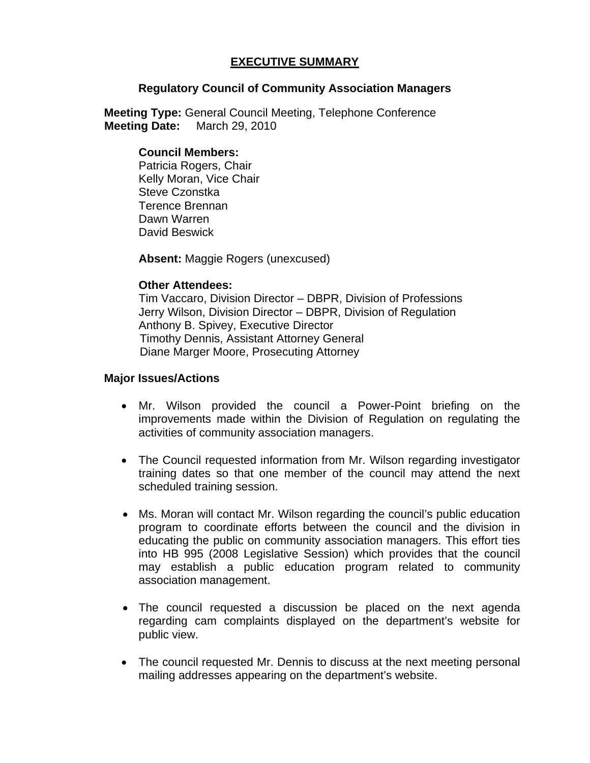# EXECUTIVE SUMMARY

## Regulatory Council of Community Association Managers

**Meeting Type:** General Council Meeting, Telephone Conference
**Meeting Date:** March 29, 2010

**Council Members:**
Patricia Rogers, Chair
Kelly Moran, Vice Chair
Steve Czonstka
Terence Brennan
Dawn Warren
David Beswick

**Absent:** Maggie Rogers (unexcused)

**Other Attendees:**
Tim Vaccaro, Division Director – DBPR, Division of Professions
Jerry Wilson, Division Director – DBPR, Division of Regulation
Anthony B. Spivey, Executive Director
Timothy Dennis, Assistant Attorney General
Diane Marger Moore, Prosecuting Attorney

**Major Issues/Actions**

- Mr. Wilson provided the council a Power-Point briefing on the improvements made within the Division of Regulation on regulating the activities of community association managers.
- The Council requested information from Mr. Wilson regarding investigator training dates so that one member of the council may attend the next scheduled training session.
- Ms. Moran will contact Mr. Wilson regarding the council's public education program to coordinate efforts between the council and the division in educating the public on community association managers. This effort ties into HB 995 (2008 Legislative Session) which provides that the council may establish a public education program related to community association management.
- The council requested a discussion be placed on the next agenda regarding cam complaints displayed on the department's website for public view.
- The council requested Mr. Dennis to discuss at the next meeting personal mailing addresses appearing on the department's website.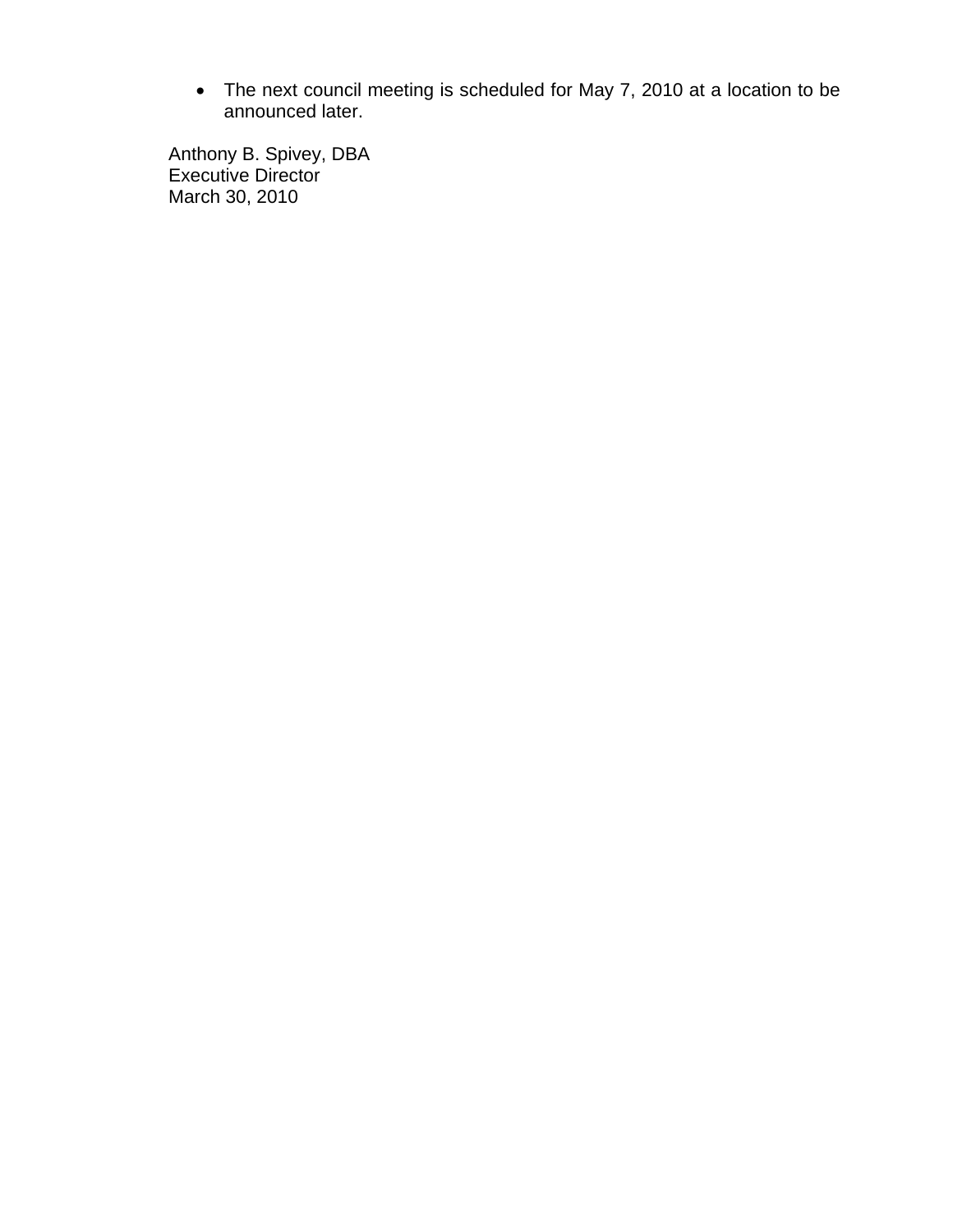- The next council meeting is scheduled for May 7, 2010 at a location to be announced later.

Anthony B. Spivey, DBA
Executive Director
March 30, 2010